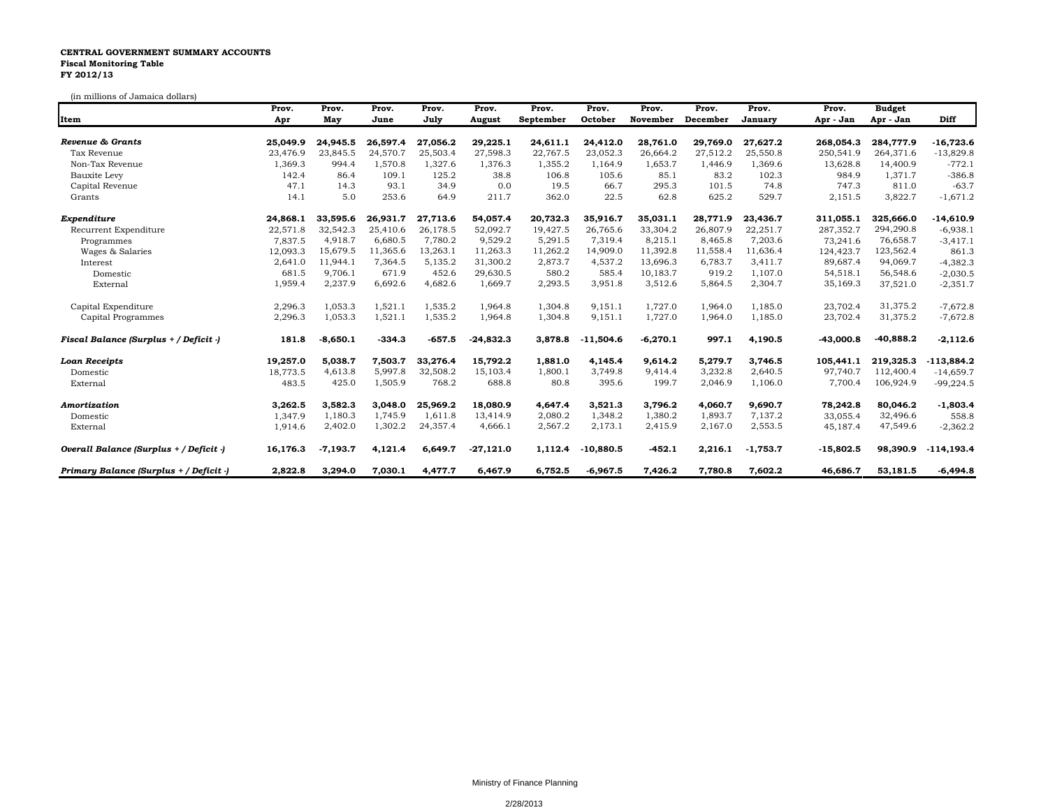**CENTRAL GOVERNMENT SUMMARY ACCOUNTS**
**Fiscal Monitoring Table**
**FY 2012/13**

(in millions of Jamaica dollars)

| Item | Prov. Apr | Prov. May | Prov. June | Prov. July | Prov. August | Prov. September | Prov. October | Prov. November | Prov. December | Prov. January | Prov. Apr - Jan | Budget Apr - Jan | Diff |
|---|---|---|---|---|---|---|---|---|---|---|---|---|---|
| ***Revenue & Grants*** | **25,049.9** | **24,945.5** | **26,597.4** | **27,056.2** | **29,225.1** | **24,611.1** | **24,412.0** | **28,761.0** | **29,769.0** | **27,627.2** | **268,054.3** | **284,777.9** | **-16,723.6** |
| Tax Revenue | 23,476.9 | 23,845.5 | 24,570.7 | 25,503.4 | 27,598.3 | 22,767.5 | 23,052.3 | 26,664.2 | 27,512.2 | 25,550.8 | 250,541.9 | 264,371.6 | -13,829.8 |
| Non-Tax Revenue | 1,369.3 | 994.4 | 1,570.8 | 1,327.6 | 1,376.3 | 1,355.2 | 1,164.9 | 1,653.7 | 1,446.9 | 1,369.6 | 13,628.8 | 14,400.9 | -772.1 |
| Bauxite Levy | 142.4 | 86.4 | 109.1 | 125.2 | 38.8 | 106.8 | 105.6 | 85.1 | 83.2 | 102.3 | 984.9 | 1,371.7 | -386.8 |
| Capital Revenue | 47.1 | 14.3 | 93.1 | 34.9 | 0.0 | 19.5 | 66.7 | 295.3 | 101.5 | 74.8 | 747.3 | 811.0 | -63.7 |
| Grants | 14.1 | 5.0 | 253.6 | 64.9 | 211.7 | 362.0 | 22.5 | 62.8 | 625.2 | 529.7 | 2,151.5 | 3,822.7 | -1,671.2 |
| ***Expenditure*** | **24,868.1** | **33,595.6** | **26,931.7** | **27,713.6** | **54,057.4** | **20,732.3** | **35,916.7** | **35,031.1** | **28,771.9** | **23,436.7** | **311,055.1** | **325,666.0** | **-14,610.9** |
| Recurrent Expenditure | 22,571.8 | 32,542.3 | 25,410.6 | 26,178.5 | 52,092.7 | 19,427.5 | 26,765.6 | 33,304.2 | 26,807.9 | 22,251.7 | 287,352.7 | 294,290.8 | -6,938.1 |
| Programmes | 7,837.5 | 4,918.7 | 6,680.5 | 7,780.2 | 9,529.2 | 5,291.5 | 7,319.4 | 8,215.1 | 8,465.8 | 7,203.6 | 73,241.6 | 76,658.7 | -3,417.1 |
| Wages & Salaries | 12,093.3 | 15,679.5 | 11,365.6 | 13,263.1 | 11,263.3 | 11,262.2 | 14,909.0 | 11,392.8 | 11,558.4 | 11,636.4 | 124,423.7 | 123,562.4 | 861.3 |
| Interest | 2,641.0 | 11,944.1 | 7,364.5 | 5,135.2 | 31,300.2 | 2,873.7 | 4,537.2 | 13,696.3 | 6,783.7 | 3,411.7 | 89,687.4 | 94,069.7 | -4,382.3 |
| Domestic | 681.5 | 9,706.1 | 671.9 | 452.6 | 29,630.5 | 580.2 | 585.4 | 10,183.7 | 919.2 | 1,107.0 | 54,518.1 | 56,548.6 | -2,030.5 |
| External | 1,959.4 | 2,237.9 | 6,692.6 | 4,682.6 | 1,669.7 | 2,293.5 | 3,951.8 | 3,512.6 | 5,864.5 | 2,304.7 | 35,169.3 | 37,521.0 | -2,351.7 |
| Capital Expenditure | 2,296.3 | 1,053.3 | 1,521.1 | 1,535.2 | 1,964.8 | 1,304.8 | 9,151.1 | 1,727.0 | 1,964.0 | 1,185.0 | 23,702.4 | 31,375.2 | -7,672.8 |
| Capital Programmes | 2,296.3 | 1,053.3 | 1,521.1 | 1,535.2 | 1,964.8 | 1,304.8 | 9,151.1 | 1,727.0 | 1,964.0 | 1,185.0 | 23,702.4 | 31,375.2 | -7,672.8 |
| ***Fiscal Balance (Surplus + / Deficit -)*** | **181.8** | **-8,650.1** | **-334.3** | **-657.5** | **-24,832.3** | **3,878.8** | **-11,504.6** | **-6,270.1** | **997.1** | **4,190.5** | **-43,000.8** | **-40,888.2** | **-2,112.6** |
| ***Loan Receipts*** | **19,257.0** | **5,038.7** | **7,503.7** | **33,276.4** | **15,792.2** | **1,881.0** | **4,145.4** | **9,614.2** | **5,279.7** | **3,746.5** | **105,441.1** | **219,325.3** | **-113,884.2** |
| Domestic | 18,773.5 | 4,613.8 | 5,997.8 | 32,508.2 | 15,103.4 | 1,800.1 | 3,749.8 | 9,414.4 | 3,232.8 | 2,640.5 | 97,740.7 | 112,400.4 | -14,659.7 |
| External | 483.5 | 425.0 | 1,505.9 | 768.2 | 688.8 | 80.8 | 395.6 | 199.7 | 2,046.9 | 1,106.0 | 7,700.4 | 106,924.9 | -99,224.5 |
| ***Amortization*** | **3,262.5** | **3,582.3** | **3,048.0** | **25,969.2** | **18,080.9** | **4,647.4** | **3,521.3** | **3,796.2** | **4,060.7** | **9,690.7** | **78,242.8** | **80,046.2** | **-1,803.4** |
| Domestic | 1,347.9 | 1,180.3 | 1,745.9 | 1,611.8 | 13,414.9 | 2,080.2 | 1,348.2 | 1,380.2 | 1,893.7 | 7,137.2 | 33,055.4 | 32,496.6 | 558.8 |
| External | 1,914.6 | 2,402.0 | 1,302.2 | 24,357.4 | 4,666.1 | 2,567.2 | 2,173.1 | 2,415.9 | 2,167.0 | 2,553.5 | 45,187.4 | 47,549.6 | -2,362.2 |
| ***Overall Balance (Surplus + / Deficit -)*** | **16,176.3** | **-7,193.7** | **4,121.4** | **6,649.7** | **-27,121.0** | **1,112.4** | **-10,880.5** | **-452.1** | **2,216.1** | **-1,753.7** | **-15,802.5** | **98,390.9** | **-114,193.4** |
| ***Primary Balance (Surplus + / Deficit -)*** | **2,822.8** | **3,294.0** | **7,030.1** | **4,477.7** | **6,467.9** | **6,752.5** | **-6,967.5** | **7,426.2** | **7,780.8** | **7,602.2** | **46,686.7** | **53,181.5** | **-6,494.8** |

Ministry of Finance Planning

2/28/2013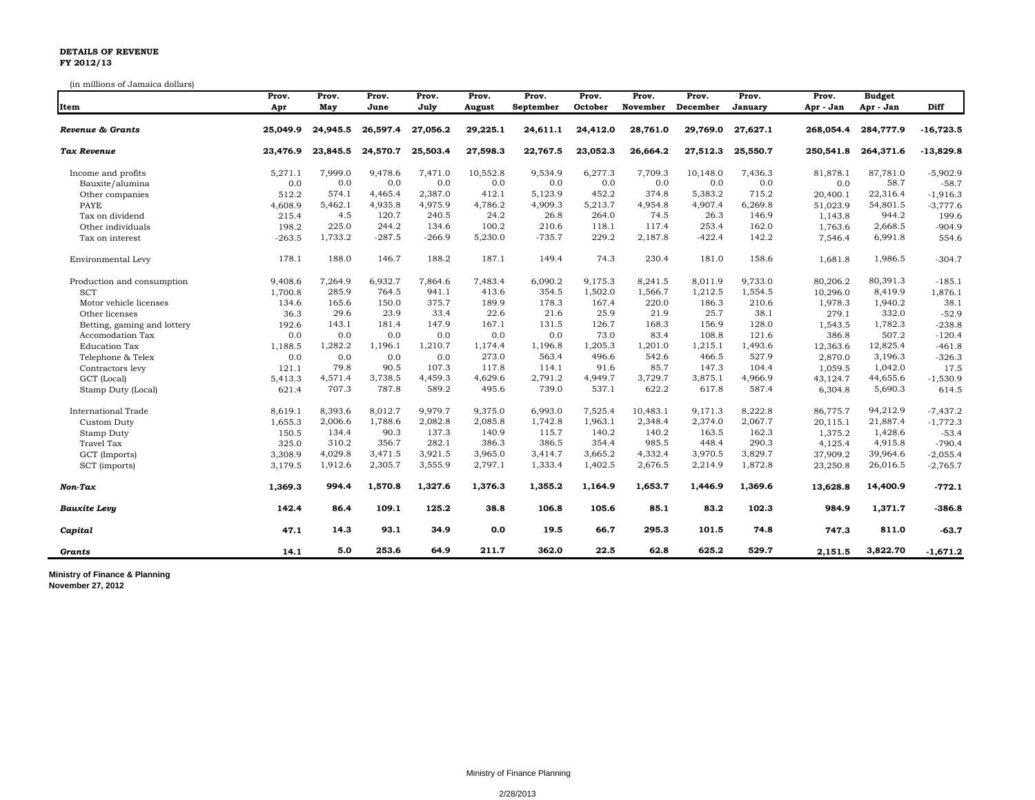**DETAILS OF REVENUE**
**FY 2012/13**

(in millions of Jamaica dollars)

| Item | Prov. Apr | Prov. May | Prov. June | Prov. July | Prov. August | Prov. September | Prov. October | Prov. November | Prov. December | Prov. January | Prov. Apr - Jan | Budget Apr - Jan | Diff |
|---|---|---|---|---|---|---|---|---|---|---|---|---|---|
| ***Revenue & Grants*** | **25,049.9** | **24,945.5** | **26,597.4** | **27,056.2** | **29,225.1** | **24,611.1** | **24,412.0** | **28,761.0** | **29,769.0** | **27,627.1** | **268,054.4** | **284,777.9** | **-16,723.5** |
| ***Tax Revenue*** | **23,476.9** | **23,845.5** | **24,570.7** | **25,503.4** | **27,598.3** | **22,767.5** | **23,052.3** | **26,664.2** | **27,512.3** | **25,550.7** | **250,541.8** | **264,371.6** | **-13,829.8** |
| Income and profits | 5,271.1 | 7,999.0 | 9,478.6 | 7,471.0 | 10,552.8 | 9,534.9 | 6,277.3 | 7,709.3 | 10,148.0 | 7,436.3 | 81,878.1 | 87,781.0 | -5,902.9 |
| Bauxite/alumina | 0.0 | 0.0 | 0.0 | 0.0 | 0.0 | 0.0 | 0.0 | 0.0 | 0.0 | 0.0 | 0.0 | 58.7 | -58.7 |
| Other companies | 512.2 | 574.1 | 4,465.4 | 2,387.0 | 412.1 | 5,123.9 | 452.2 | 374.8 | 5,383.2 | 715.2 | 20,400.1 | 22,316.4 | -1,916.3 |
| PAYE | 4,608.9 | 5,462.1 | 4,935.8 | 4,975.9 | 4,786.2 | 4,909.3 | 5,213.7 | 4,954.8 | 4,907.4 | 6,269.8 | 51,023.9 | 54,801.5 | -3,777.6 |
| Tax on dividend | 215.4 | 4.5 | 120.7 | 240.5 | 24.2 | 26.8 | 264.0 | 74.5 | 26.3 | 146.9 | 1,143.8 | 944.2 | 199.6 |
| Other individuals | 198.2 | 225.0 | 244.2 | 134.6 | 100.2 | 210.6 | 118.1 | 117.4 | 253.4 | 162.0 | 1,763.6 | 2,668.5 | -904.9 |
| Tax on interest | -263.5 | 1,733.2 | -287.5 | -266.9 | 5,230.0 | -735.7 | 229.2 | 2,187.8 | -422.4 | 142.2 | 7,546.4 | 6,991.8 | 554.6 |
| Environmental Levy | 178.1 | 188.0 | 146.7 | 188.2 | 187.1 | 149.4 | 74.3 | 230.4 | 181.0 | 158.6 | 1,681.8 | 1,986.5 | -304.7 |
| Production and consumption | 9,408.6 | 7,264.9 | 6,932.7 | 7,864.6 | 7,483.4 | 6,090.2 | 9,175.3 | 8,241.5 | 8,011.9 | 9,733.0 | 80,206.2 | 80,391.3 | -185.1 |
| SCT | 1,700.8 | 285.9 | 764.5 | 941.1 | 413.6 | 354.5 | 1,502.0 | 1,566.7 | 1,212.5 | 1,554.5 | 10,296.0 | 8,419.9 | 1,876.1 |
| Motor vehicle licenses | 134.6 | 165.6 | 150.0 | 375.7 | 189.9 | 178.3 | 167.4 | 220.0 | 186.3 | 210.6 | 1,978.3 | 1,940.2 | 38.1 |
| Other licenses | 36.3 | 29.6 | 23.9 | 33.4 | 22.6 | 21.6 | 25.9 | 21.9 | 25.7 | 38.1 | 279.1 | 332.0 | -52.9 |
| Betting, gaming and lottery | 192.6 | 143.1 | 181.4 | 147.9 | 167.1 | 131.5 | 126.7 | 168.3 | 156.9 | 128.0 | 1,543.5 | 1,782.3 | -238.8 |
| Accomodation Tax | 0.0 | 0.0 | 0.0 | 0.0 | 0.0 | 0.0 | 73.0 | 83.4 | 108.8 | 121.6 | 386.8 | 507.2 | -120.4 |
| Education Tax | 1,188.5 | 1,282.2 | 1,196.1 | 1,210.7 | 1,174.4 | 1,196.8 | 1,205.3 | 1,201.0 | 1,215.1 | 1,493.6 | 12,363.6 | 12,825.4 | -461.8 |
| Telephone & Telex | 0.0 | 0.0 | 0.0 | 0.0 | 273.0 | 563.4 | 496.6 | 542.6 | 466.5 | 527.9 | 2,870.0 | 3,196.3 | -326.3 |
| Contractors levy | 121.1 | 79.8 | 90.5 | 107.3 | 117.8 | 114.1 | 91.6 | 85.7 | 147.3 | 104.4 | 1,059.5 | 1,042.0 | 17.5 |
| GCT (Local) | 5,413.3 | 4,571.4 | 3,738.5 | 4,459.3 | 4,629.6 | 2,791.2 | 4,949.7 | 3,729.7 | 3,875.1 | 4,966.9 | 43,124.7 | 44,655.6 | -1,530.9 |
| Stamp Duty (Local) | 621.4 | 707.3 | 787.8 | 589.2 | 495.6 | 739.0 | 537.1 | 622.2 | 617.8 | 587.4 | 6,304.8 | 5,690.3 | 614.5 |
| International Trade | 8,619.1 | 8,393.6 | 8,012.7 | 9,979.7 | 9,375.0 | 6,993.0 | 7,525.4 | 10,483.1 | 9,171.3 | 8,222.8 | 86,775.7 | 94,212.9 | -7,437.2 |
| Custom Duty | 1,655.3 | 2,006.6 | 1,788.6 | 2,082.8 | 2,085.8 | 1,742.8 | 1,963.1 | 2,348.4 | 2,374.0 | 2,067.7 | 20,115.1 | 21,887.4 | -1,772.3 |
| Stamp Duty | 150.5 | 134.4 | 90.3 | 137.3 | 140.9 | 115.7 | 140.2 | 140.2 | 163.5 | 162.3 | 1,375.2 | 1,428.6 | -53.4 |
| Travel Tax | 325.0 | 310.2 | 356.7 | 282.1 | 386.3 | 386.5 | 354.4 | 985.5 | 448.4 | 290.3 | 4,125.4 | 4,915.8 | -790.4 |
| GCT (Imports) | 3,308.9 | 4,029.8 | 3,471.5 | 3,921.5 | 3,965.0 | 3,414.7 | 3,665.2 | 4,332.4 | 3,970.5 | 3,829.7 | 37,909.2 | 39,964.6 | -2,055.4 |
| SCT (imports) | 3,179.5 | 1,912.6 | 2,305.7 | 3,555.9 | 2,797.1 | 1,333.4 | 1,402.5 | 2,676.5 | 2,214.9 | 1,872.8 | 23,250.8 | 26,016.5 | -2,765.7 |
| ***Non-Tax*** | **1,369.3** | **994.4** | **1,570.8** | **1,327.6** | **1,376.3** | **1,355.2** | **1,164.9** | **1,653.7** | **1,446.9** | **1,369.6** | **13,628.8** | **14,400.9** | **-772.1** |
| ***Bauxite Levy*** | **142.4** | **86.4** | **109.1** | **125.2** | **38.8** | **106.8** | **105.6** | **85.1** | **83.2** | **102.3** | **984.9** | **1,371.7** | **-386.8** |
| ***Capital*** | **47.1** | **14.3** | **93.1** | **34.9** | **0.0** | **19.5** | **66.7** | **295.3** | **101.5** | **74.8** | **747.3** | **811.0** | **-63.7** |
| ***Grants*** | **14.1** | **5.0** | **253.6** | **64.9** | **211.7** | **362.0** | **22.5** | **62.8** | **625.2** | **529.7** | **2,151.5** | **3,822.70** | **-1,671.2** |

**Ministry of Finance & Planning**
**November 27, 2012**